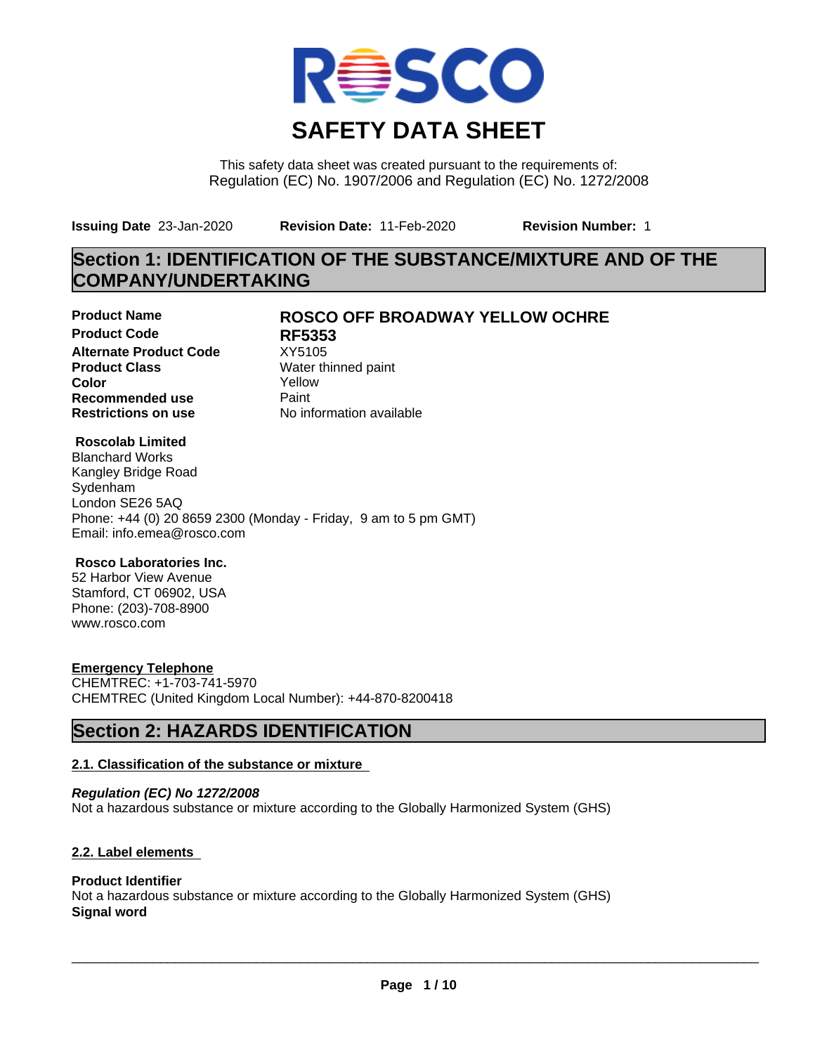# SAFETY DATA SHEET

This safety data sheet was created pursuant to the requirements of:
Regulation (EC) No. 1907/2006 and Regulation (EC) No. 1272/2008

**Issuing Date** 23-Jan-2020 **Revision Date:** 11-Feb-2020 **Revision Number:** 1

## Section 1: IDENTIFICATION OF THE SUBSTANCE/MIXTURE AND OF THE COMPANY/UNDERTAKING

| | |
|---|---|
| **Product Name** | **ROSCO OFF BROADWAY YELLOW OCHRE** |
| **Product Code** | **RF5353** |
| **Alternate Product Code** | XY5105 |
| **Product Class** | Water thinned paint |
| **Color** | Yellow |
| **Recommended use** | Paint |
| **Restrictions on use** | No information available |

**Roscolab Limited**
Blanchard Works
Kangley Bridge Road
Sydenham
London SE26 5AQ
Phone: +44 (0) 20 8659 2300 (Monday - Friday, 9 am to 5 pm GMT)
Email: info.emea@rosco.com

**Rosco Laboratories Inc.**
52 Harbor View Avenue
Stamford, CT 06902, USA
Phone: (203)-708-8900
www.rosco.com

**Emergency Telephone**
CHEMTREC: +1-703-741-5970
CHEMTREC (United Kingdom Local Number): +44-870-8200418

## Section 2: HAZARDS IDENTIFICATION

### 2.1. Classification of the substance or mixture

***Regulation (EC) No 1272/2008***
Not a hazardous substance or mixture according to the Globally Harmonized System (GHS)

### 2.2. Label elements

**Product Identifier**
Not a hazardous substance or mixture according to the Globally Harmonized System (GHS)
**Signal word**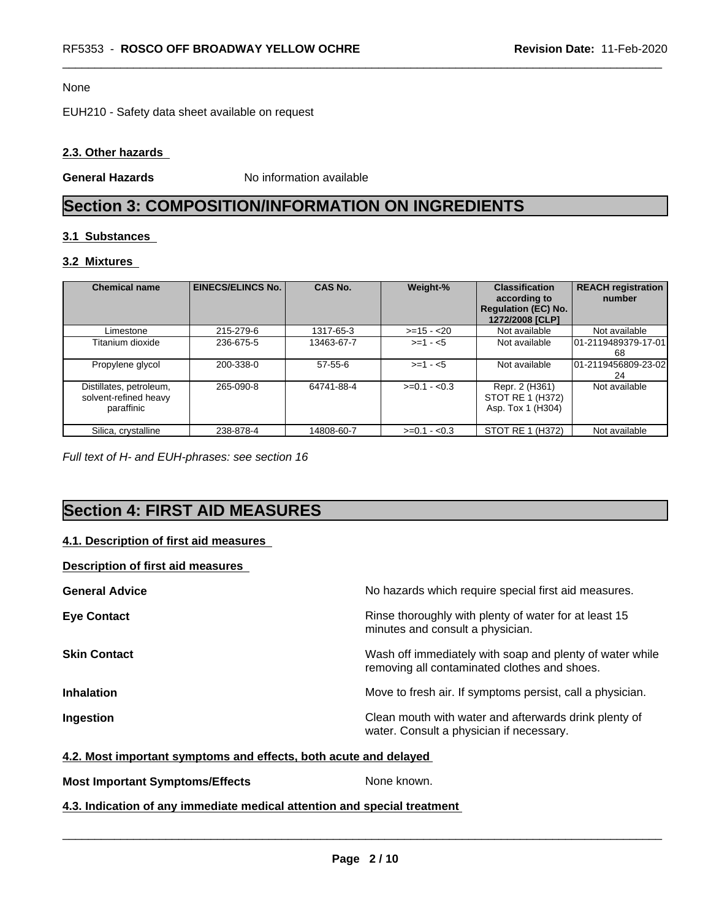None

EUH210 - Safety data sheet available on request

### 2.3. Other hazards

**General Hazards** No information available

# Section 3: COMPOSITION/INFORMATION ON INGREDIENTS

### 3.1 Substances

### 3.2 Mixtures

| Chemical name | EINECS/ELINCS No. | CAS No. | Weight-% | Classification according to Regulation (EC) No. 1272/2008 [CLP] | REACH registration number |
|---|---|---|---|---|---|
| Limestone | 215-279-6 | 1317-65-3 | >=15 - <20 | Not available | Not available |
| Titanium dioxide | 236-675-5 | 13463-67-7 | >=1 - <5 | Not available | 01-2119489379-17-0168 |
| Propylene glycol | 200-338-0 | 57-55-6 | >=1 - <5 | Not available | 01-2119456809-23-0224 |
| Distillates, petroleum, solvent-refined heavy paraffinic | 265-090-8 | 64741-88-4 | >=0.1 - <0.3 | Repr. 2 (H361) STOT RE 1 (H372) Asp. Tox 1 (H304) | Not available |
| Silica, crystalline | 238-878-4 | 14808-60-7 | >=0.1 - <0.3 | STOT RE 1 (H372) | Not available |

*Full text of H- and EUH-phrases: see section 16*

# Section 4: FIRST AID MEASURES

### 4.1. Description of first aid measures

**Description of first aid measures**

**General Advice** No hazards which require special first aid measures.

**Eye Contact** Rinse thoroughly with plenty of water for at least 15 minutes and consult a physician.

**Skin Contact** Wash off immediately with soap and plenty of water while removing all contaminated clothes and shoes.

**Inhalation** Move to fresh air. If symptoms persist, call a physician.

**Ingestion** Clean mouth with water and afterwards drink plenty of water. Consult a physician if necessary.

### 4.2. Most important symptoms and effects, both acute and delayed

**Most Important Symptoms/Effects** None known.

### 4.3. Indication of any immediate medical attention and special treatment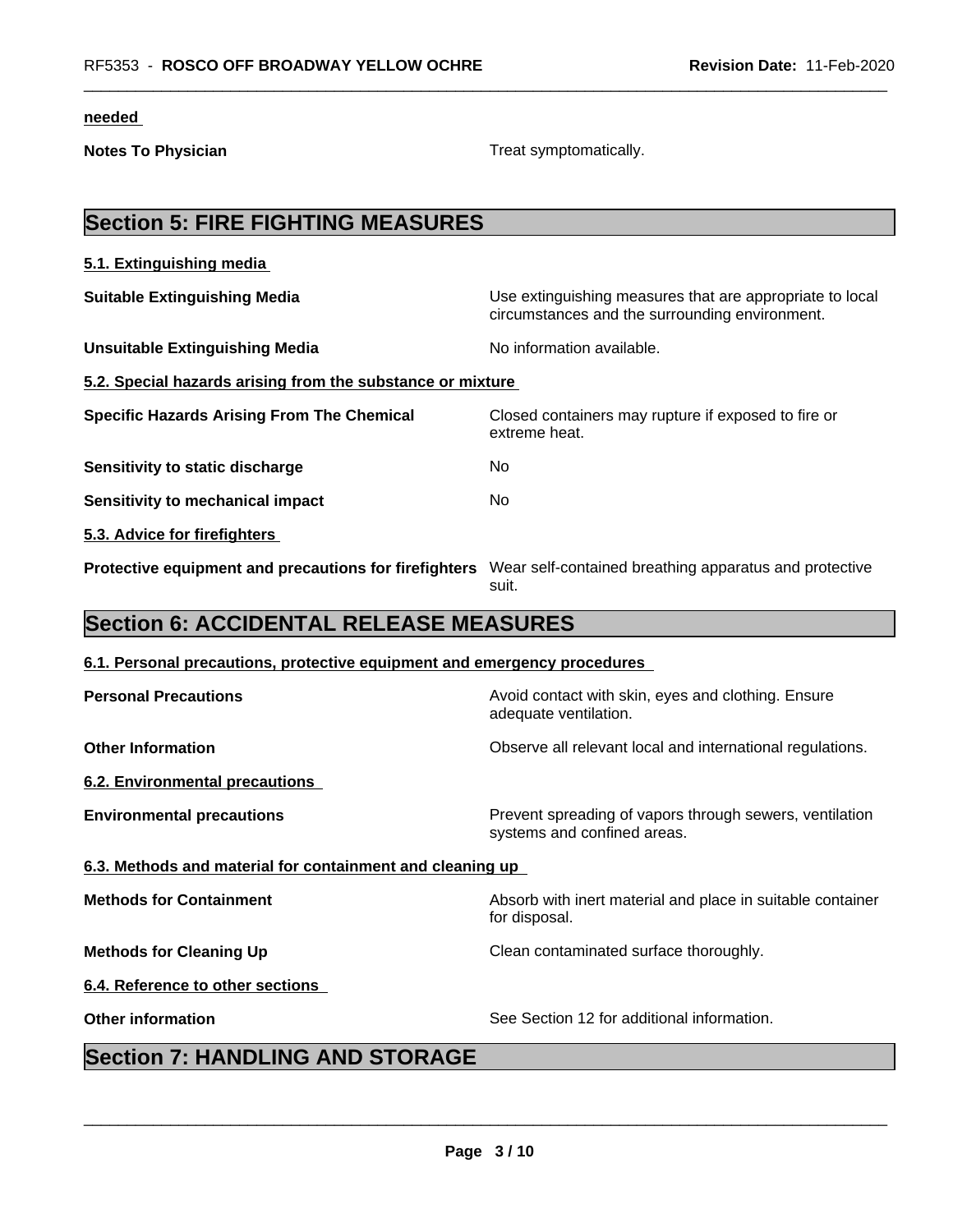**needed**

**Notes To Physician** Treat symptomatically.

## Section 5: FIRE FIGHTING MEASURES

### 5.1. Extinguishing media

**Suitable Extinguishing Media** Use extinguishing measures that are appropriate to local circumstances and the surrounding environment.

**Unsuitable Extinguishing Media** No information available.

### 5.2. Special hazards arising from the substance or mixture

**Specific Hazards Arising From The Chemical** Closed containers may rupture if exposed to fire or extreme heat.

**Sensitivity to static discharge** No

**Sensitivity to mechanical impact** No

### 5.3. Advice for firefighters

**Protective equipment and precautions for firefighters** Wear self-contained breathing apparatus and protective suit.

## Section 6: ACCIDENTAL RELEASE MEASURES

### 6.1. Personal precautions, protective equipment and emergency procedures

**Personal Precautions** Avoid contact with skin, eyes and clothing. Ensure adequate ventilation.

**Other Information** Observe all relevant local and international regulations.

### 6.2. Environmental precautions

**Environmental precautions** Prevent spreading of vapors through sewers, ventilation systems and confined areas.

### 6.3. Methods and material for containment and cleaning up

**Methods for Containment** Absorb with inert material and place in suitable container for disposal.

**Methods for Cleaning Up** Clean contaminated surface thoroughly.

### 6.4. Reference to other sections

**Other information** See Section 12 for additional information.

## Section 7: HANDLING AND STORAGE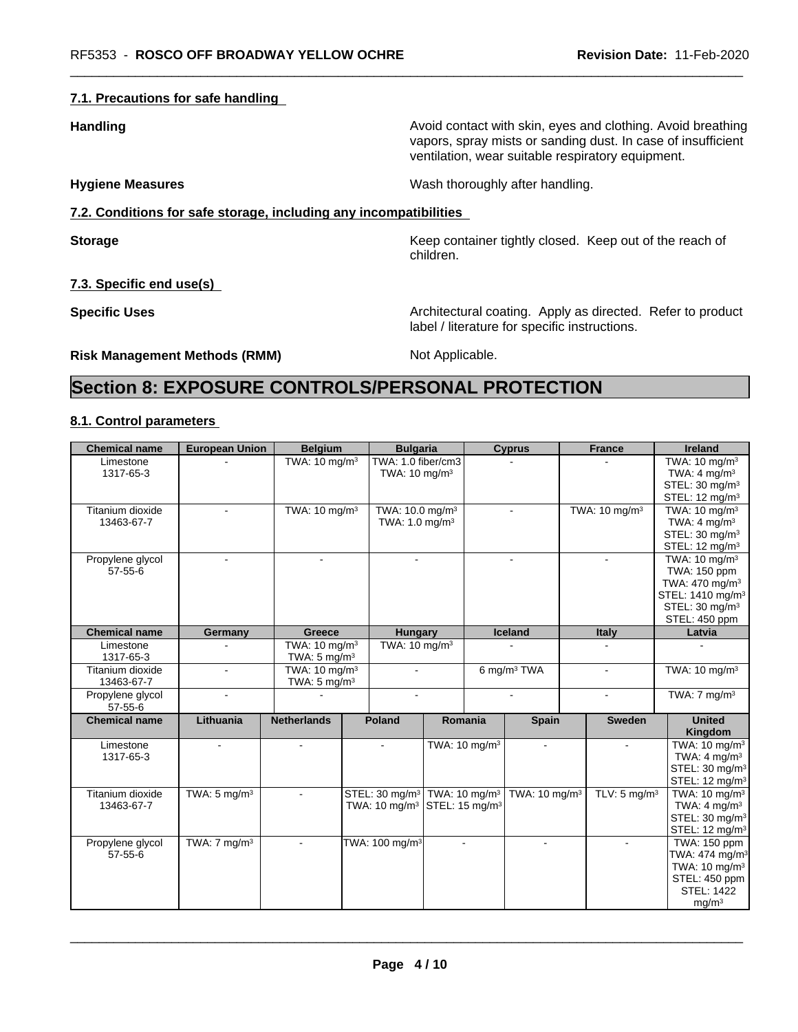#### 7.1. Precautions for safe handling

**Handling** Avoid contact with skin, eyes and clothing. Avoid breathing vapors, spray mists or sanding dust. In case of insufficient ventilation, wear suitable respiratory equipment.

**Hygiene Measures** Wash thoroughly after handling.

#### 7.2. Conditions for safe storage, including any incompatibilities

**Storage** Keep container tightly closed. Keep out of the reach of children.

#### 7.3. Specific end use(s)

**Specific Uses** Architectural coating. Apply as directed. Refer to product label / literature for specific instructions.

**Risk Management Methods (RMM)** Not Applicable.

# Section 8: EXPOSURE CONTROLS/PERSONAL PROTECTION

#### 8.1. Control parameters

| Chemical name | European Union | Belgium | Bulgaria | Cyprus | France | Ireland |
|---|---|---|---|---|---|---|
| Limestone 1317-65-3 | - | TWA: 10 mg/m³ | TWA: 1.0 fiber/cm3 TWA: 10 mg/m³ | - | - | TWA: 10 mg/m³ TWA: 4 mg/m³ STEL: 30 mg/m³ STEL: 12 mg/m³ |
| Titanium dioxide 13463-67-7 | - | TWA: 10 mg/m³ | TWA: 10.0 mg/m³ TWA: 1.0 mg/m³ | - | TWA: 10 mg/m³ | TWA: 10 mg/m³ TWA: 4 mg/m³ STEL: 30 mg/m³ STEL: 12 mg/m³ |
| Propylene glycol 57-55-6 | - | - | - | - | - | TWA: 10 mg/m³ TWA: 150 ppm TWA: 470 mg/m³ STEL: 1410 mg/m³ STEL: 30 mg/m³ STEL: 450 ppm |

| Chemical name | Germany | Greece | Hungary | Iceland | Italy | Latvia |
|---|---|---|---|---|---|---|
| Limestone 1317-65-3 | - | TWA: 10 mg/m³ TWA: 5 mg/m³ | TWA: 10 mg/m³ | - | - | - |
| Titanium dioxide 13463-67-7 | - | TWA: 10 mg/m³ TWA: 5 mg/m³ | - | 6 mg/m³ TWA | - | TWA: 10 mg/m³ |
| Propylene glycol 57-55-6 | - | - | - | - | - | TWA: 7 mg/m³ |

| Chemical name | Lithuania | Netherlands | Poland | Romania | Spain | Sweden | United Kingdom |
|---|---|---|---|---|---|---|---|
| Limestone 1317-65-3 | - | - | - | TWA: 10 mg/m³ | - | - | TWA: 10 mg/m³ TWA: 4 mg/m³ STEL: 30 mg/m³ STEL: 12 mg/m³ |
| Titanium dioxide 13463-67-7 | TWA: 5 mg/m³ | - | STEL: 30 mg/m³ TWA: 10 mg/m³ | TWA: 10 mg/m³ STEL: 15 mg/m³ | TWA: 10 mg/m³ | TLV: 5 mg/m³ | TWA: 10 mg/m³ TWA: 4 mg/m³ STEL: 30 mg/m³ STEL: 12 mg/m³ |
| Propylene glycol 57-55-6 | TWA: 7 mg/m³ | - | TWA: 100 mg/m³ | - | - | - | TWA: 150 ppm TWA: 474 mg/m³ TWA: 10 mg/m³ STEL: 450 ppm STEL: 1422 mg/m³ |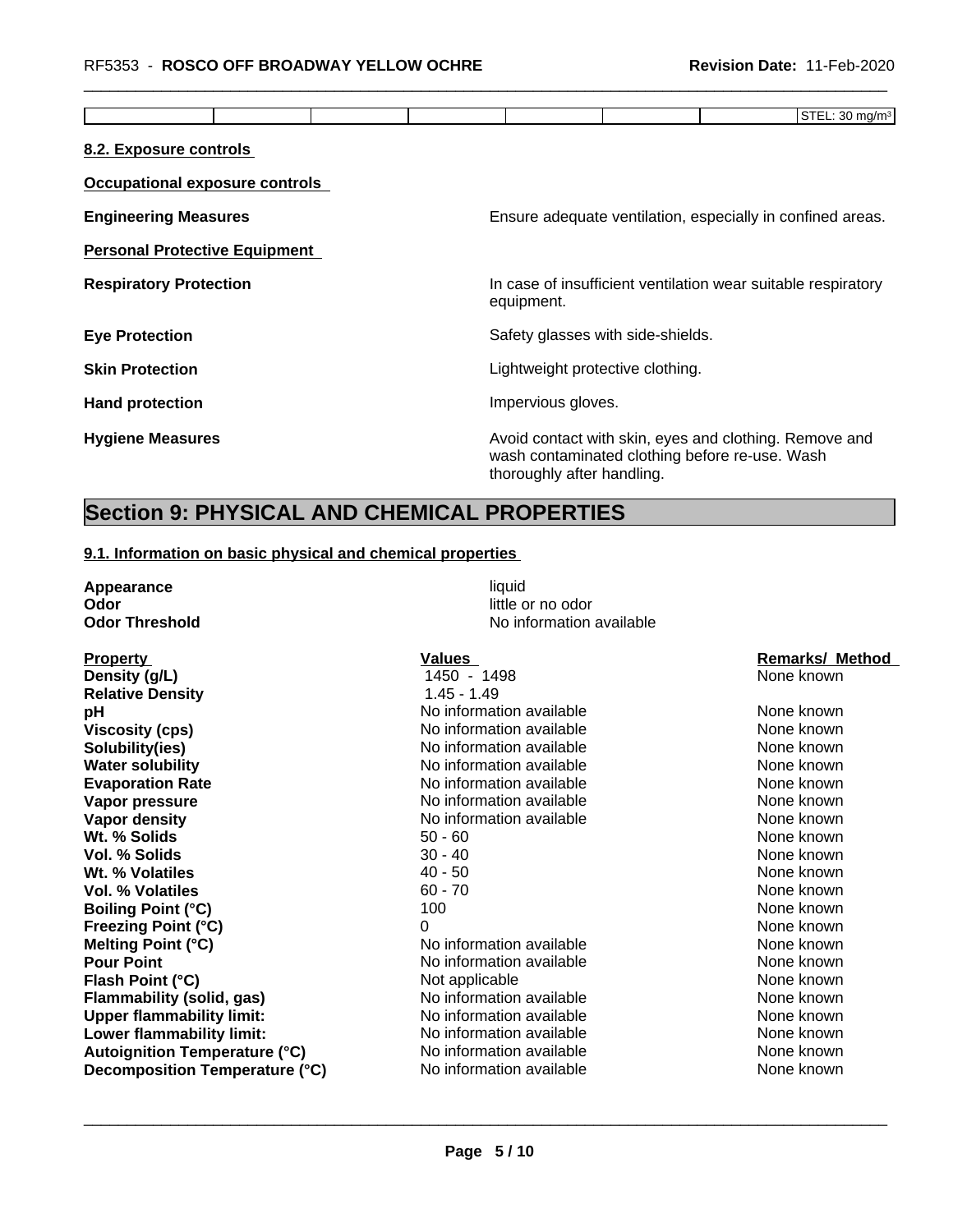| | | | | | | | STEL: 30 mg/m$^3$ |
|---|---|---|---|---|---|---|---|

**8.2. Exposure controls**

**Occupational exposure controls**

**Engineering Measures** Ensure adequate ventilation, especially in confined areas.

**Personal Protective Equipment**

**Respiratory Protection** In case of insufficient ventilation wear suitable respiratory equipment.

**Eye Protection** Safety glasses with side-shields.

**Skin Protection** Lightweight protective clothing.

**Hand protection** Impervious gloves.

**Hygiene Measures** Avoid contact with skin, eyes and clothing. Remove and wash contaminated clothing before re-use. Wash thoroughly after handling.

# Section 9: PHYSICAL AND CHEMICAL PROPERTIES

**9.1. Information on basic physical and chemical properties**

**Appearance** liquid
**Odor** little or no odor
**Odor Threshold** No information available

| Property | Values | Remarks/ Method |
|---|---|---|
| **Density (g/L)** | 1450 - 1498 | None known |
| **Relative Density** | 1.45 - 1.49 | |
| **pH** | No information available | None known |
| **Viscosity (cps)** | No information available | None known |
| **Solubility(ies)** | No information available | None known |
| **Water solubility** | No information available | None known |
| **Evaporation Rate** | No information available | None known |
| **Vapor pressure** | No information available | None known |
| **Vapor density** | No information available | None known |
| **Wt. % Solids** | 50 - 60 | None known |
| **Vol. % Solids** | 30 - 40 | None known |
| **Wt. % Volatiles** | 40 - 50 | None known |
| **Vol. % Volatiles** | 60 - 70 | None known |
| **Boiling Point (°C)** | 100 | None known |
| **Freezing Point (°C)** | 0 | None known |
| **Melting Point (°C)** | No information available | None known |
| **Pour Point** | No information available | None known |
| **Flash Point (°C)** | Not applicable | None known |
| **Flammability (solid, gas)** | No information available | None known |
| **Upper flammability limit:** | No information available | None known |
| **Lower flammability limit:** | No information available | None known |
| **Autoignition Temperature (°C)** | No information available | None known |
| **Decomposition Temperature (°C)** | No information available | None known |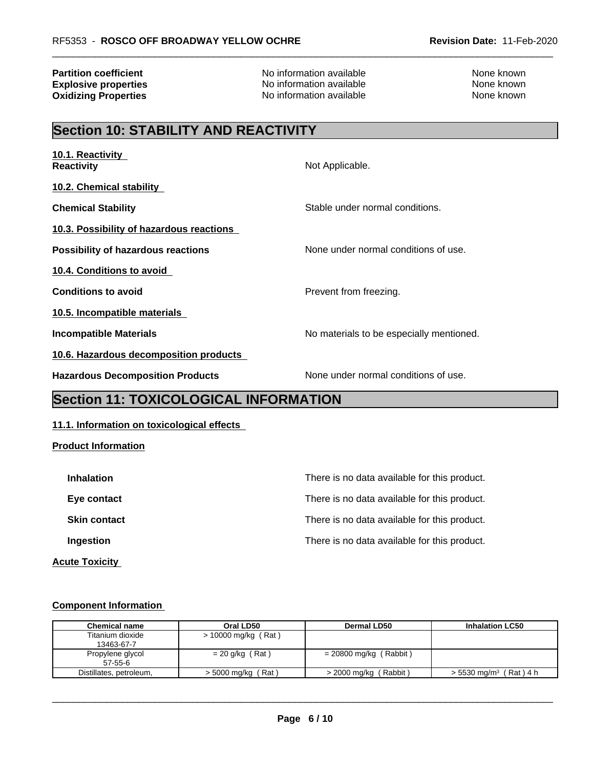| | | |
|---|---|---|
| **Partition coefficient** | No information available | None known |
| **Explosive properties** | No information available | None known |
| **Oxidizing Properties** | No information available | None known |

## Section 10: STABILITY AND REACTIVITY

**10.1. Reactivity**

**Reactivity** Not Applicable.

**10.2. Chemical stability**

**Chemical Stability** Stable under normal conditions.

**10.3. Possibility of hazardous reactions**

**Possibility of hazardous reactions** None under normal conditions of use.

**10.4. Conditions to avoid**

**Conditions to avoid** Prevent from freezing.

**10.5. Incompatible materials**

**Incompatible Materials** No materials to be especially mentioned.

**10.6. Hazardous decomposition products**

**Hazardous Decomposition Products** None under normal conditions of use.

## Section 11: TOXICOLOGICAL INFORMATION

**11.1. Information on toxicological effects**

**Product Information**

**Inhalation** There is no data available for this product.

**Eye contact** There is no data available for this product.

**Skin contact** There is no data available for this product.

**Ingestion** There is no data available for this product.

**Acute Toxicity**

**Component Information**

| Chemical name | Oral LD50 | Dermal LD50 | Inhalation LC50 |
|---|---|---|---|
| Titanium dioxide 13463-67-7 | > 10000 mg/kg ( Rat ) | | |
| Propylene glycol 57-55-6 | = 20 g/kg ( Rat ) | = 20800 mg/kg ( Rabbit ) | |
| Distillates, petroleum, | > 5000 mg/kg ( Rat ) | > 2000 mg/kg ( Rabbit ) | > 5530 mg/m³ ( Rat ) 4 h |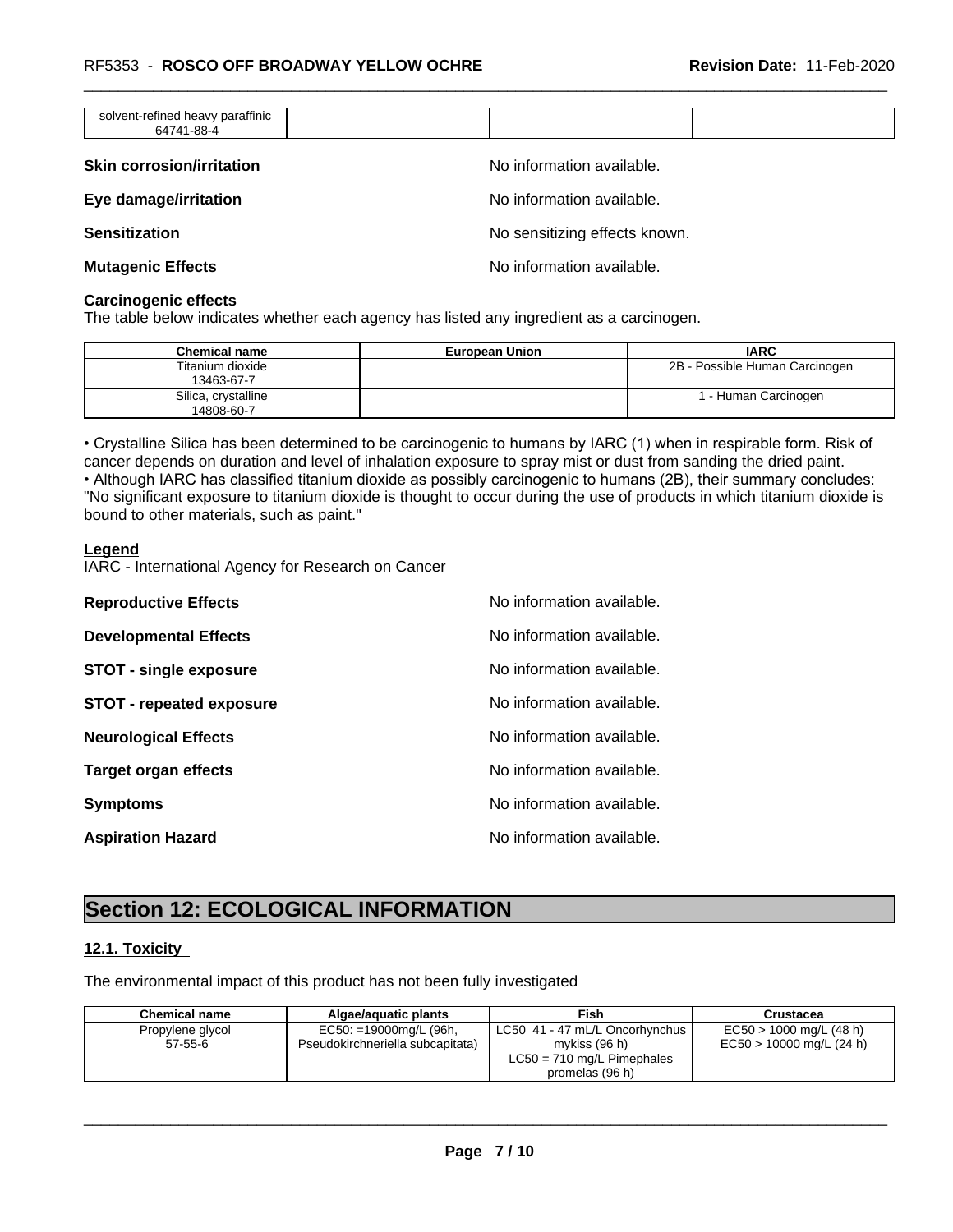| solvent-refined heavy paraffinic 64741-88-4 | | | |
|---|---|---|---|

**Skin corrosion/irritation** No information available.

**Eye damage/irritation** No information available.

**Sensitization** No sensitizing effects known.

**Mutagenic Effects** No information available.

**Carcinogenic effects**
The table below indicates whether each agency has listed any ingredient as a carcinogen.

| Chemical name | European Union | IARC |
|---|---|---|
| Titanium dioxide 13463-67-7 | | 2B - Possible Human Carcinogen |
| Silica, crystalline 14808-60-7 | | 1 - Human Carcinogen |

• Crystalline Silica has been determined to be carcinogenic to humans by IARC (1) when in respirable form. Risk of cancer depends on duration and level of inhalation exposure to spray mist or dust from sanding the dried paint.
• Although IARC has classified titanium dioxide as possibly carcinogenic to humans (2B), their summary concludes: "No significant exposure to titanium dioxide is thought to occur during the use of products in which titanium dioxide is bound to other materials, such as paint."

**Legend**
IARC - International Agency for Research on Cancer

**Reproductive Effects** No information available.

**Developmental Effects** No information available.

**STOT - single exposure** No information available.

**STOT - repeated exposure** No information available.

**Neurological Effects** No information available.

**Target organ effects** No information available.

**Symptoms** No information available.

**Aspiration Hazard** No information available.

# Section 12: ECOLOGICAL INFORMATION

## 12.1. Toxicity

The environmental impact of this product has not been fully investigated

| Chemical name | Algae/aquatic plants | Fish | Crustacea |
|---|---|---|---|
| Propylene glycol 57-55-6 | EC50: =19000mg/L (96h, Pseudokirchneriella subcapitata) | LC50 41 - 47 mL/L Oncorhynchus mykiss (96 h) LC50 = 710 mg/L Pimephales promelas (96 h) | EC50 > 1000 mg/L (48 h) EC50 > 10000 mg/L (24 h) |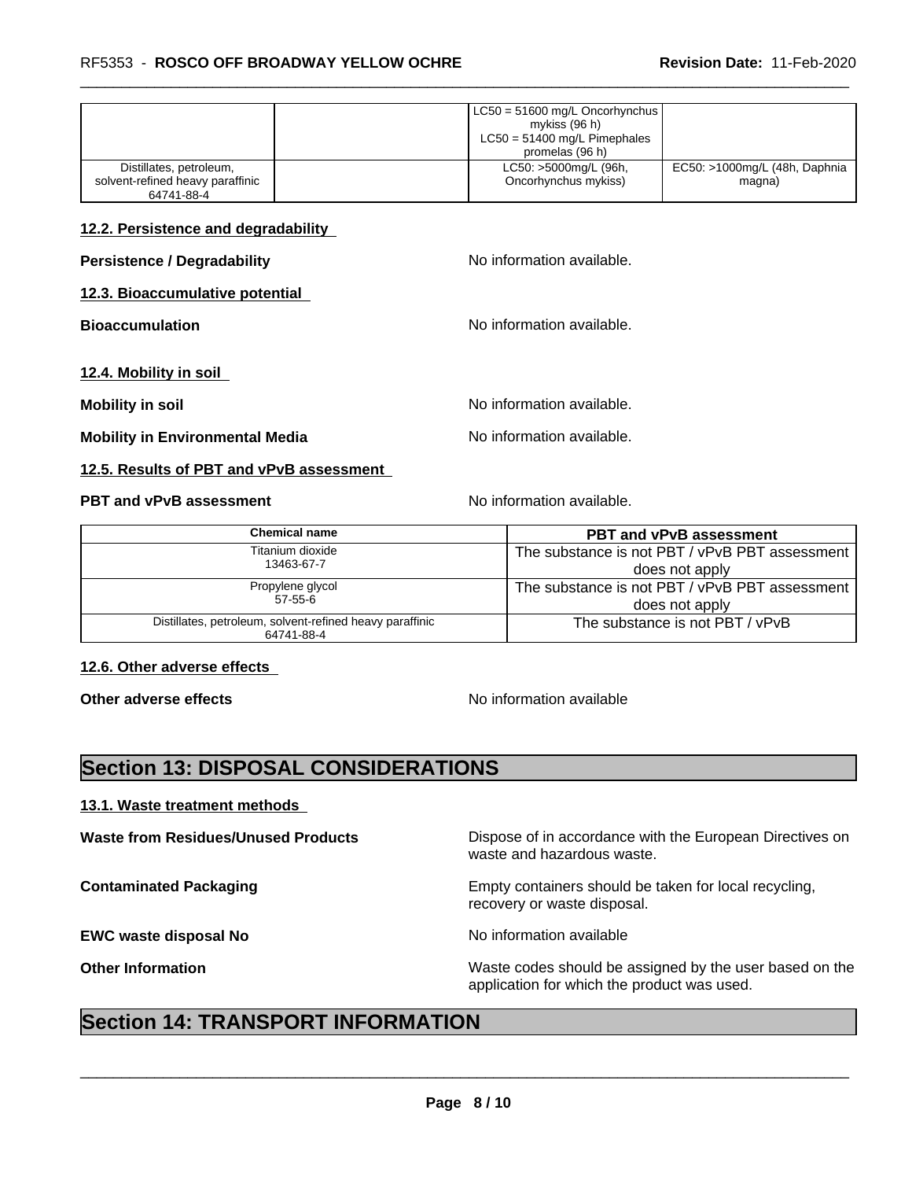| | | LC50 = 51600 mg/L Oncorhynchus mykiss (96 h)<br>LC50 = 51400 mg/L Pimephales promelas (96 h) | |
|---|---|---|---|
| Distillates, petroleum, solvent-refined heavy paraffinic<br>64741-88-4 | | LC50: >5000mg/L (96h, Oncorhynchus mykiss) | EC50: >1000mg/L (48h, Daphnia magna) |

**12.2. Persistence and degradability**

**Persistence / Degradability** No information available.

**12.3. Bioaccumulative potential**

**Bioaccumulation** No information available.

**12.4. Mobility in soil**

**Mobility in soil** No information available.

**Mobility in Environmental Media** No information available.

**12.5. Results of PBT and vPvB assessment**

**PBT and vPvB assessment** No information available.

| Chemical name | PBT and vPvB assessment |
|---|---|
| Titanium dioxide<br>13463-67-7 | The substance is not PBT / vPvB PBT assessment does not apply |
| Propylene glycol<br>57-55-6 | The substance is not PBT / vPvB PBT assessment does not apply |
| Distillates, petroleum, solvent-refined heavy paraffinic<br>64741-88-4 | The substance is not PBT / vPvB |

**12.6. Other adverse effects**

**Other adverse effects** No information available

## Section 13: DISPOSAL CONSIDERATIONS

**13.1. Waste treatment methods**

**Waste from Residues/Unused Products** Dispose of in accordance with the European Directives on waste and hazardous waste.

**Contaminated Packaging** Empty containers should be taken for local recycling, recovery or waste disposal.

**EWC waste disposal No** No information available

**Other Information** Waste codes should be assigned by the user based on the application for which the product was used.

## Section 14: TRANSPORT INFORMATION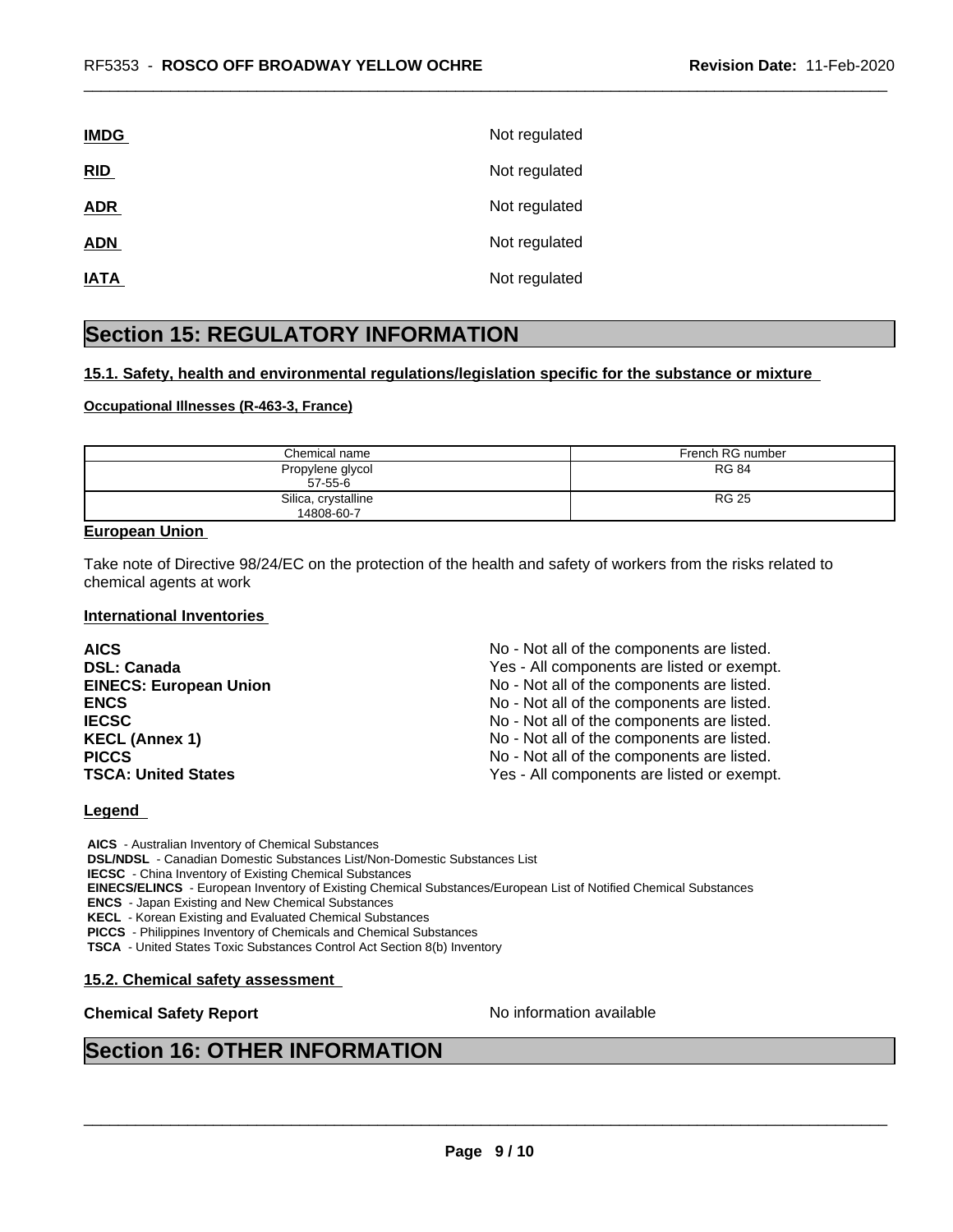**IMDG** Not regulated

**RID** Not regulated

**ADR** Not regulated

**ADN** Not regulated

**IATA** Not regulated

# Section 15: REGULATORY INFORMATION

### 15.1. Safety, health and environmental regulations/legislation specific for the substance or mixture

**Occupational Illnesses (R-463-3, France)**

| Chemical name | French RG number |
|---|---|
| Propylene glycol<br>57-55-6 | RG 84 |
| Silica, crystalline<br>14808-60-7 | RG 25 |

**European Union**

Take note of Directive 98/24/EC on the protection of the health and safety of workers from the risks related to chemical agents at work

**International Inventories**

| | |
|---|---|
| **AICS** | No - Not all of the components are listed. |
| **DSL: Canada** | Yes - All components are listed or exempt. |
| **EINECS: European Union** | No - Not all of the components are listed. |
| **ENCS** | No - Not all of the components are listed. |
| **IECSC** | No - Not all of the components are listed. |
| **KECL (Annex 1)** | No - Not all of the components are listed. |
| **PICCS** | No - Not all of the components are listed. |
| **TSCA: United States** | Yes - All components are listed or exempt. |

**Legend**

**AICS** - Australian Inventory of Chemical Substances
**DSL/NDSL** - Canadian Domestic Substances List/Non-Domestic Substances List
**IECSC** - China Inventory of Existing Chemical Substances
**EINECS/ELINCS** - European Inventory of Existing Chemical Substances/European List of Notified Chemical Substances
**ENCS** - Japan Existing and New Chemical Substances
**KECL** - Korean Existing and Evaluated Chemical Substances
**PICCS** - Philippines Inventory of Chemicals and Chemical Substances
**TSCA** - United States Toxic Substances Control Act Section 8(b) Inventory

### 15.2. Chemical safety assessment

**Chemical Safety Report** No information available

# Section 16: OTHER INFORMATION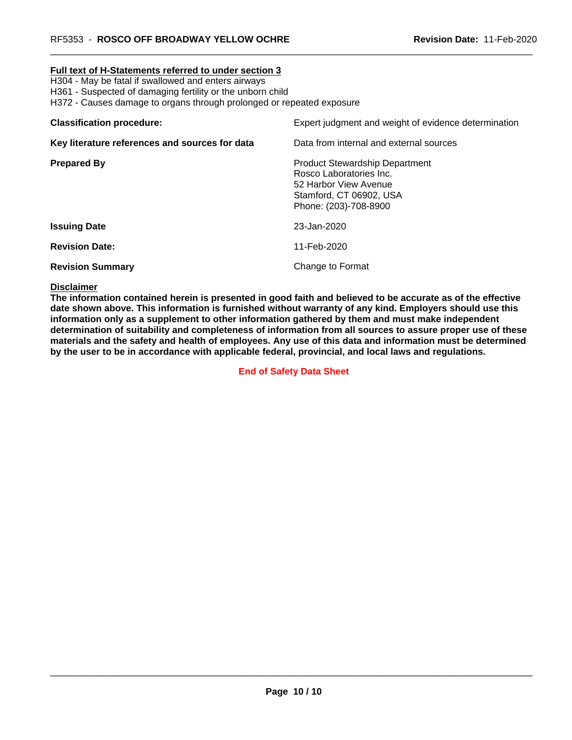**Full text of H-Statements referred to under section 3**

H304 - May be fatal if swallowed and enters airways
H361 - Suspected of damaging fertility or the unborn child
H372 - Causes damage to organs through prolonged or repeated exposure

| | |
|---|---|
| **Classification procedure:** | Expert judgment and weight of evidence determination |
| **Key literature references and sources for data** | Data from internal and external sources |
| **Prepared By** | Product Stewardship Department<br>Rosco Laboratories Inc.<br>52 Harbor View Avenue<br>Stamford, CT 06902, USA<br>Phone: (203)-708-8900 |
| **Issuing Date** | 23-Jan-2020 |
| **Revision Date:** | 11-Feb-2020 |
| **Revision Summary** | Change to Format |

**Disclaimer**

**The information contained herein is presented in good faith and believed to be accurate as of the effective date shown above. This information is furnished without warranty of any kind. Employers should use this information only as a supplement to other information gathered by them and must make independent determination of suitability and completeness of information from all sources to assure proper use of these materials and the safety and health of employees. Any use of this data and information must be determined by the user to be in accordance with applicable federal, provincial, and local laws and regulations.**

**End of Safety Data Sheet**